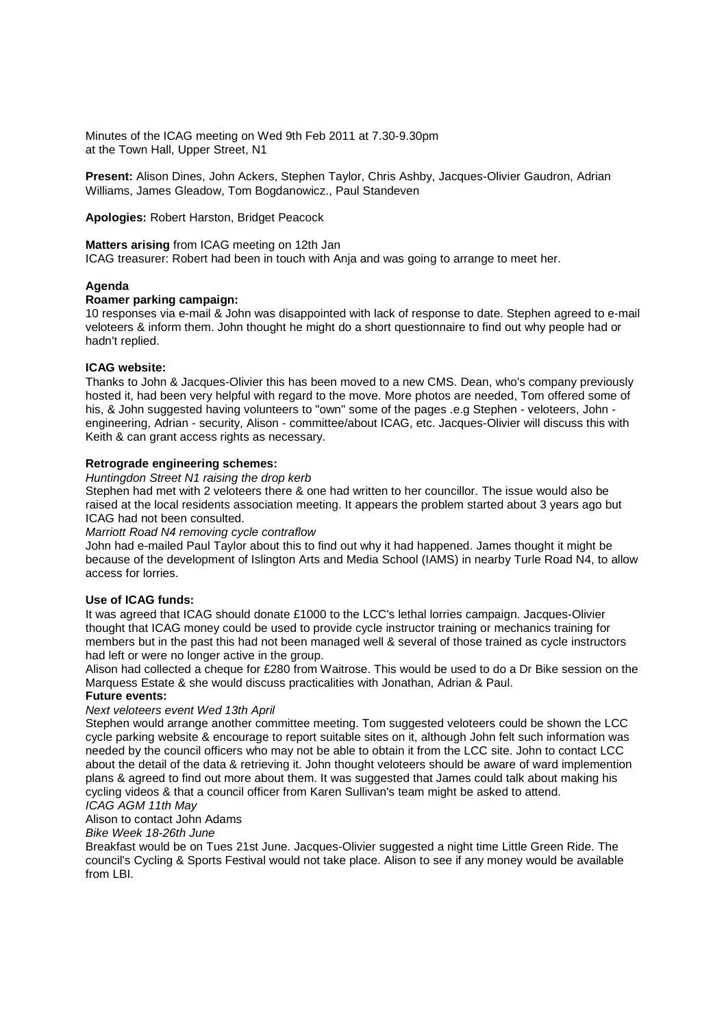Minutes of the ICAG meeting on Wed 9th Feb 2011 at 7.30-9.30pm
at the Town Hall, Upper Street, N1

**Present:** Alison Dines, John Ackers, Stephen Taylor, Chris Ashby, Jacques-Olivier Gaudron, Adrian Williams, James Gleadow, Tom Bogdanowicz., Paul Standeven

**Apologies:** Robert Harston, Bridget Peacock

**Matters arising** from ICAG meeting on 12th Jan
ICAG treasurer: Robert had been in touch with Anja and was going to arrange to meet her.

**Agenda**

**Roamer parking campaign:**
10 responses via e-mail & John was disappointed with lack of response to date. Stephen agreed to e-mail veloteers & inform them. John thought he might do a short questionnaire to find out why people had or hadn't replied.

**ICAG website:**
Thanks to John & Jacques-Olivier this has been moved to a new CMS. Dean, who's company previously hosted it, had been very helpful with regard to the move. More photos are needed, Tom offered some of his, & John suggested having volunteers to "own" some of the pages .e.g Stephen - veloteers, John - engineering, Adrian - security, Alison - committee/about ICAG, etc. Jacques-Olivier will discuss this with Keith & can grant access rights as necessary.

**Retrograde engineering schemes:**
*Huntingdon Street N1 raising the drop kerb*
Stephen had met with 2 veloteers there & one had written to her councillor. The issue would also be raised at the local residents association meeting. It appears the problem started about 3 years ago but ICAG had not been consulted.
*Marriott Road N4 removing cycle contraflow*
John had e-mailed Paul Taylor about this to find out why it had happened. James thought it might be because of the development of Islington Arts and Media School (IAMS) in nearby Turle Road N4, to allow access for lorries.

**Use of ICAG funds:**
It was agreed that ICAG should donate £1000 to the LCC's lethal lorries campaign. Jacques-Olivier thought that ICAG money could be used to provide cycle instructor training or mechanics training for members but in the past this had not been managed well & several of those trained as cycle instructors had left or were no longer active in the group.
Alison had collected a cheque for £280 from Waitrose. This would be used to do a Dr Bike session on the Marquess Estate & she would discuss practicalities with Jonathan, Adrian & Paul.

**Future events:**
*Next veloteers event Wed 13th April*
Stephen would arrange another committee meeting. Tom suggested veloteers could be shown the LCC cycle parking website & encourage to report suitable sites on it, although John felt such information was needed by the council officers who may not be able to obtain it from the LCC site. John to contact LCC about the detail of the data & retrieving it. John thought veloteers should be aware of ward implemention plans & agreed to find out more about them. It was suggested that James could talk about making his cycling videos & that a council officer from Karen Sullivan's team might be asked to attend.
*ICAG AGM 11th May*
Alison to contact John Adams
*Bike Week 18-26th June*
Breakfast would be on Tues 21st June. Jacques-Olivier suggested a night time Little Green Ride. The council's Cycling & Sports Festival would not take place. Alison to see if any money would be available from LBI.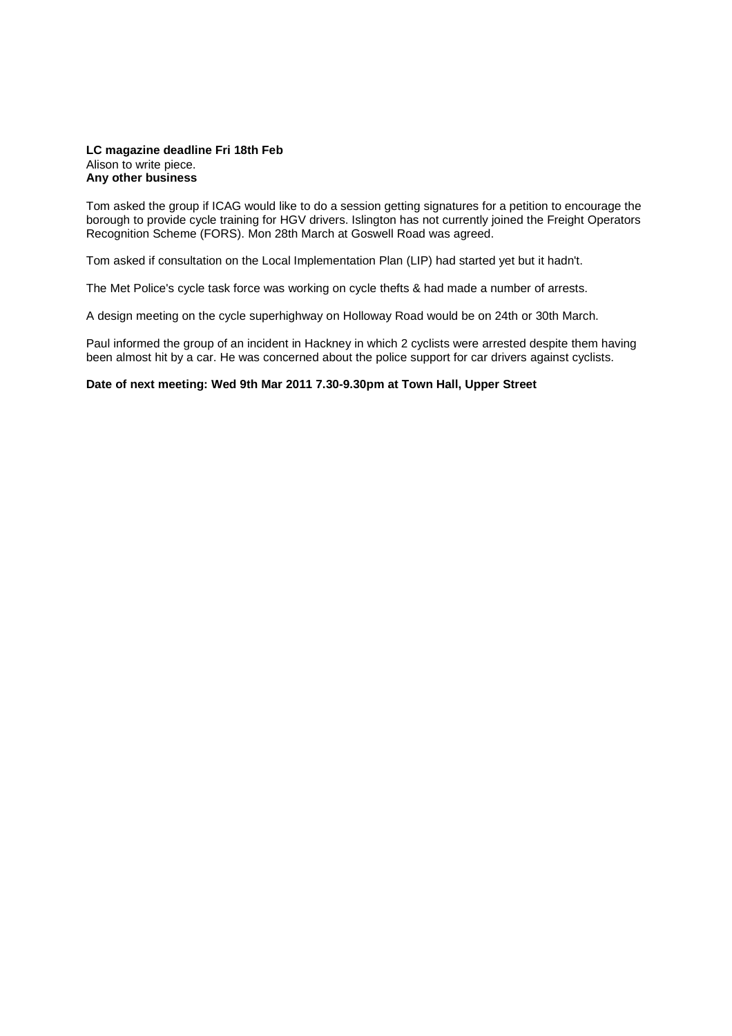**LC magazine deadline Fri 18th Feb**
Alison to write piece.
**Any other business**

Tom asked the group if ICAG would like to do a session getting signatures for a petition to encourage the borough to provide cycle training for HGV drivers. Islington has not currently joined the Freight Operators Recognition Scheme (FORS). Mon 28th March at Goswell Road was agreed.

Tom asked if consultation on the Local Implementation Plan (LIP) had started yet but it hadn't.

The Met Police's cycle task force was working on cycle thefts & had made a number of arrests.

A design meeting on the cycle superhighway on Holloway Road would be on 24th or 30th March.

Paul informed the group of an incident in Hackney in which 2 cyclists were arrested despite them having been almost hit by a car. He was concerned about the police support for car drivers against cyclists.

**Date of next meeting: Wed 9th Mar 2011 7.30-9.30pm at Town Hall, Upper Street**